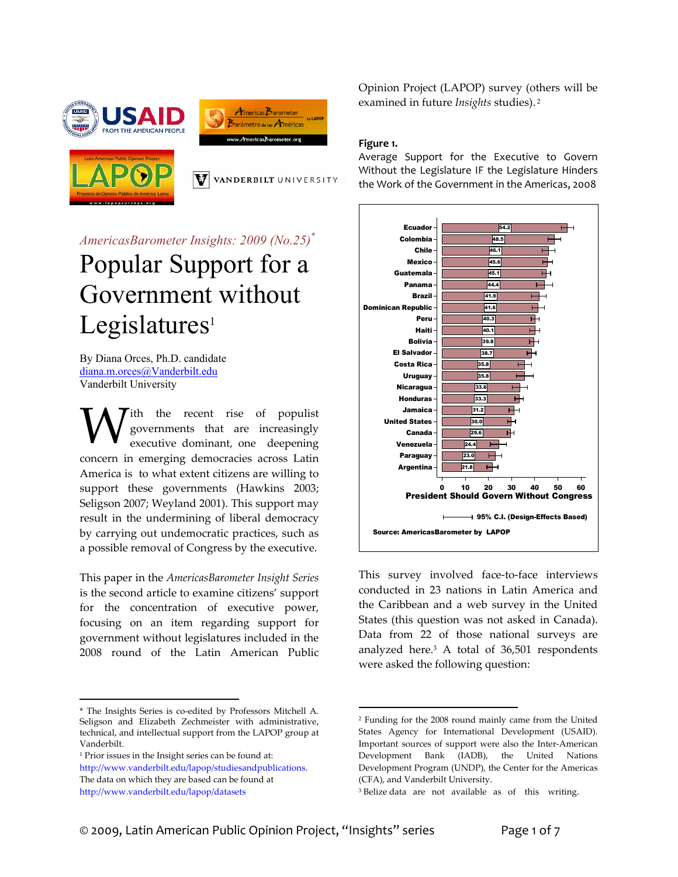*AmericasBarometer Insights: 2009 (No.25)*[*]

# Popular Support for a Government without Legislatures[1]

By Diana Orces, Ph.D. candidate
diana.m.orces@Vanderbilt.edu
Vanderbilt University

With the recent rise of populist governments that are increasingly executive dominant, one deepening concern in emerging democracies across Latin America is to what extent citizens are willing to support these governments (Hawkins 2003; Seligson 2007; Weyland 2001). This support may result in the undermining of liberal democracy by carrying out undemocratic practices, such as a possible removal of Congress by the executive.

This paper in the *AmericasBarometer Insight Series* is the second article to examine citizens' support for the concentration of executive power, focusing on an item regarding support for government without legislatures included in the 2008 round of the Latin American Public Opinion Project (LAPOP) survey (others will be examined in future *Insights* studies).[2]

**Figure 1.**
Average Support for the Executive to Govern Without the Legislature IF the Legislature Hinders the Work of the Government in the Americas, 2008

| Country | President Should Govern Without Congress |
|---|---|
| Ecuador | 54.2 |
| Colombia | 48.5 |
| Chile | 46.1 |
| Mexico | 45.6 |
| Guatemala | 45.1 |
| Panama | 44.4 |
| Brazil | 41.9 |
| Dominican Republic | 41.6 |
| Peru | 40.3 |
| Haiti | 40.1 |
| Bolivia | 39.8 |
| El Salvador | 38.7 |
| Costa Rica | 35.8 |
| Uruguay | 35.8 |
| Nicaragua | 33.6 |
| Honduras | 33.3 |
| Jamaica | 31.2 |
| United States | 30.0 |
| Canada | 29.6 |
| Venezuela | 24.4 |
| Paraguay | 23.0 |
| Argentina | 21.8 |

95% C.I. (Design-Effects Based)

Source: AmericasBarometer by LAPOP

This survey involved face-to-face interviews conducted in 23 nations in Latin America and the Caribbean and a web survey in the United States (this question was not asked in Canada). Data from 22 of those national surveys are analyzed here.[3] A total of 36,501 respondents were asked the following question:

---

[*] The Insights Series is co-edited by Professors Mitchell A. Seligson and Elizabeth Zechmeister with administrative, technical, and intellectual support from the LAPOP group at Vanderbilt.

[1] Prior issues in the Insight series can be found at: http://www.vanderbilt.edu/lapop/studiesandpublications. The data on which they are based can be found at http://www.vanderbilt.edu/lapop/datasets

[2] Funding for the 2008 round mainly came from the United States Agency for International Development (USAID). Important sources of support were also the Inter-American Development Bank (IADB), the United Nations Development Program (UNDP), the Center for the Americas (CFA), and Vanderbilt University.

[3] Belize data are not available as of this writing.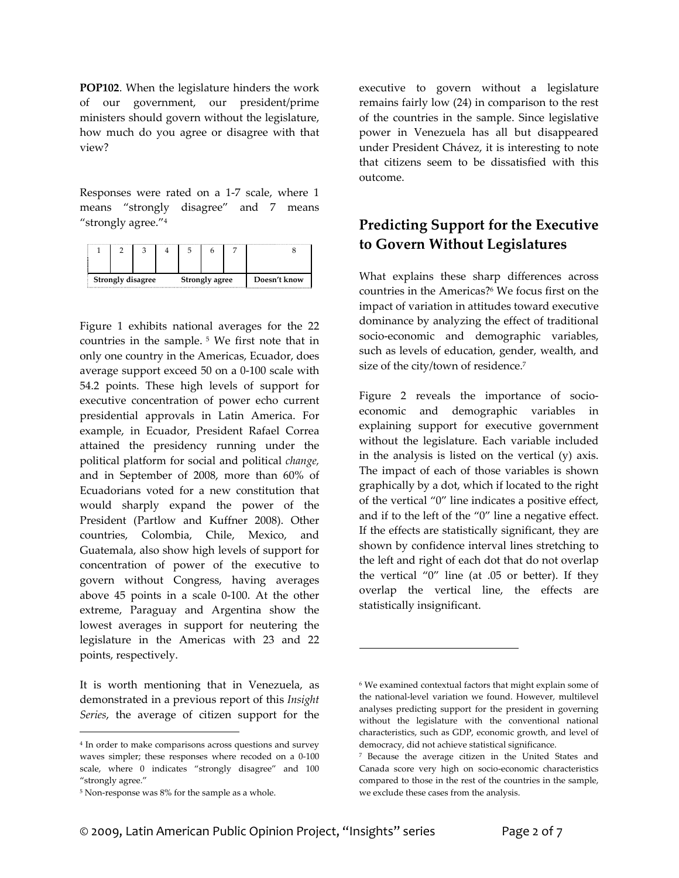**POP102**. When the legislature hinders the work of our government, our president/prime ministers should govern without the legislature, how much do you agree or disagree with that view?

Responses were rated on a 1-7 scale, where 1 means "strongly disagree" and 7 means "strongly agree."[4]

| 1 | 2 | 3 | 4 | 5 | 6 | 7 | 8 |
|---|---|---|---|---|---|---|---|
| Strongly disagree | | | | Strongly agree | | | Doesn't know |

Figure 1 exhibits national averages for the 22 countries in the sample. [5] We first note that in only one country in the Americas, Ecuador, does average support exceed 50 on a 0-100 scale with 54.2 points. These high levels of support for executive concentration of power echo current presidential approvals in Latin America. For example, in Ecuador, President Rafael Correa attained the presidency running under the political platform for social and political *change,* and in September of 2008, more than 60% of Ecuadorians voted for a new constitution that would sharply expand the power of the President (Partlow and Kuffner 2008). Other countries, Colombia, Chile, Mexico, and Guatemala, also show high levels of support for concentration of power of the executive to govern without Congress, having averages above 45 points in a scale 0-100. At the other extreme, Paraguay and Argentina show the lowest averages in support for neutering the legislature in the Americas with 23 and 22 points, respectively.

It is worth mentioning that in Venezuela, as demonstrated in a previous report of this *Insight Series*, the average of citizen support for the executive to govern without a legislature remains fairly low (24) in comparison to the rest of the countries in the sample. Since legislative power in Venezuela has all but disappeared under President Chávez, it is interesting to note that citizens seem to be dissatisfied with this outcome.

## Predicting Support for the Executive to Govern Without Legislatures

What explains these sharp differences across countries in the Americas?[6] We focus first on the impact of variation in attitudes toward executive dominance by analyzing the effect of traditional socio-economic and demographic variables, such as levels of education, gender, wealth, and size of the city/town of residence.[7]

Figure 2 reveals the importance of socio-economic and demographic variables in explaining support for executive government without the legislature. Each variable included in the analysis is listed on the vertical (y) axis. The impact of each of those variables is shown graphically by a dot, which if located to the right of the vertical "0" line indicates a positive effect, and if to the left of the "0" line a negative effect. If the effects are statistically significant, they are shown by confidence interval lines stretching to the left and right of each dot that do not overlap the vertical "0" line (at .05 or better). If they overlap the vertical line, the effects are statistically insignificant.

---

[4] In order to make comparisons across questions and survey waves simpler; these responses where recoded on a 0-100 scale, where 0 indicates "strongly disagree" and 100 "strongly agree."

[5] Non-response was 8% for the sample as a whole.

[6] We examined contextual factors that might explain some of the national-level variation we found. However, multilevel analyses predicting support for the president in governing without the legislature with the conventional national characteristics, such as GDP, economic growth, and level of democracy, did not achieve statistical significance.

[7] Because the average citizen in the United States and Canada score very high on socio-economic characteristics compared to those in the rest of the countries in the sample, we exclude these cases from the analysis.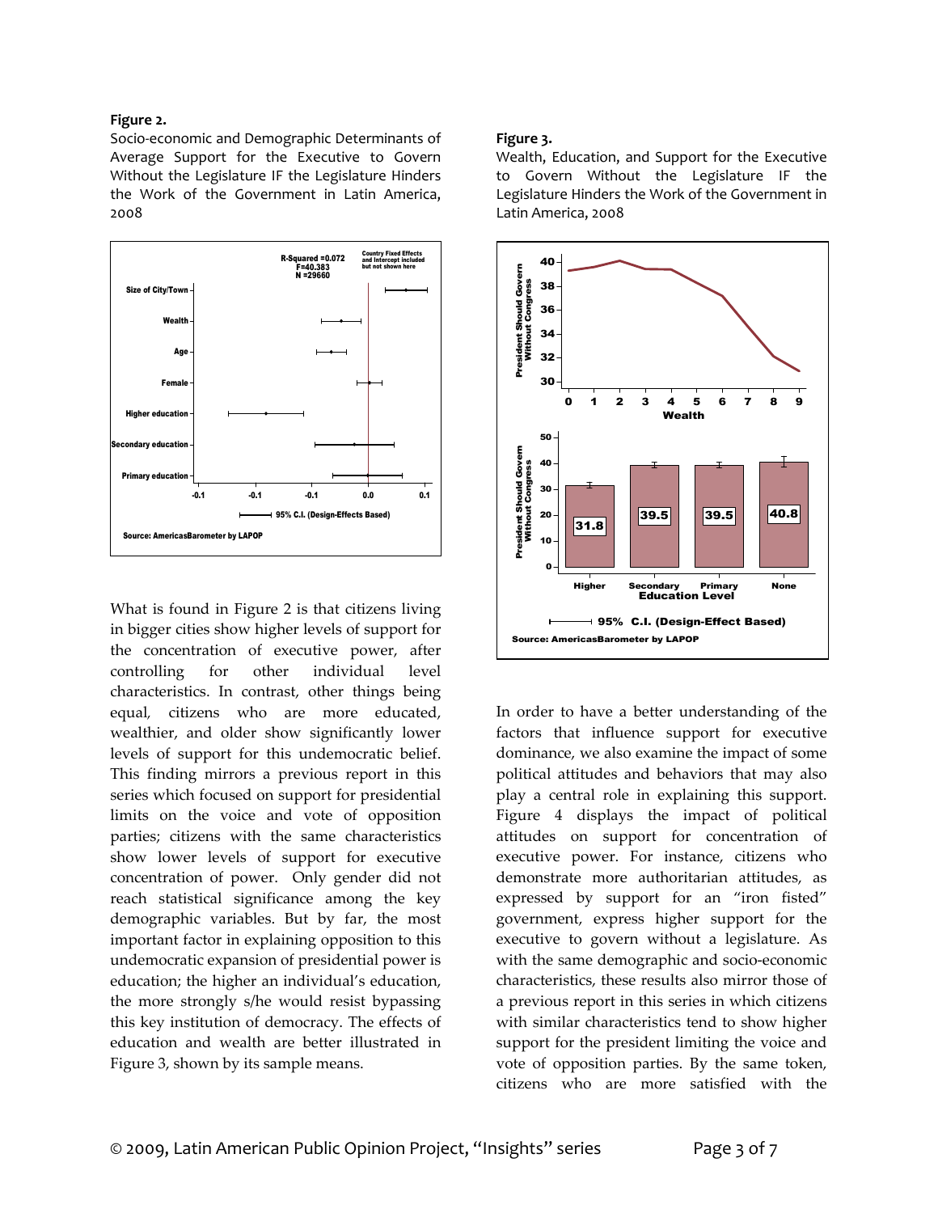**Figure 2.**
Socio-economic and Demographic Determinants of Average Support for the Executive to Govern Without the Legislature IF the Legislature Hinders the Work of the Government in Latin America, 2008

**Figure 3.**
Wealth, Education, and Support for the Executive to Govern Without the Legislature IF the Legislature Hinders the Work of the Government in Latin America, 2008

What is found in Figure 2 is that citizens living in bigger cities show higher levels of support for the concentration of executive power, after controlling for other individual level characteristics. In contrast, other things being equal, citizens who are more educated, wealthier, and older show significantly lower levels of support for this undemocratic belief. This finding mirrors a previous report in this series which focused on support for presidential limits on the voice and vote of opposition parties; citizens with the same characteristics show lower levels of support for executive concentration of power. Only gender did not reach statistical significance among the key demographic variables. But by far, the most important factor in explaining opposition to this undemocratic expansion of presidential power is education; the higher an individual's education, the more strongly s/he would resist bypassing this key institution of democracy. The effects of education and wealth are better illustrated in Figure 3, shown by its sample means.

In order to have a better understanding of the factors that influence support for executive dominance, we also examine the impact of some political attitudes and behaviors that may also play a central role in explaining this support. Figure 4 displays the impact of political attitudes on support for concentration of executive power. For instance, citizens who demonstrate more authoritarian attitudes, as expressed by support for an "iron fisted" government, express higher support for the executive to govern without a legislature. As with the same demographic and socio-economic characteristics, these results also mirror those of a previous report in this series in which citizens with similar characteristics tend to show higher support for the president limiting the voice and vote of opposition parties. By the same token, citizens who are more satisfied with the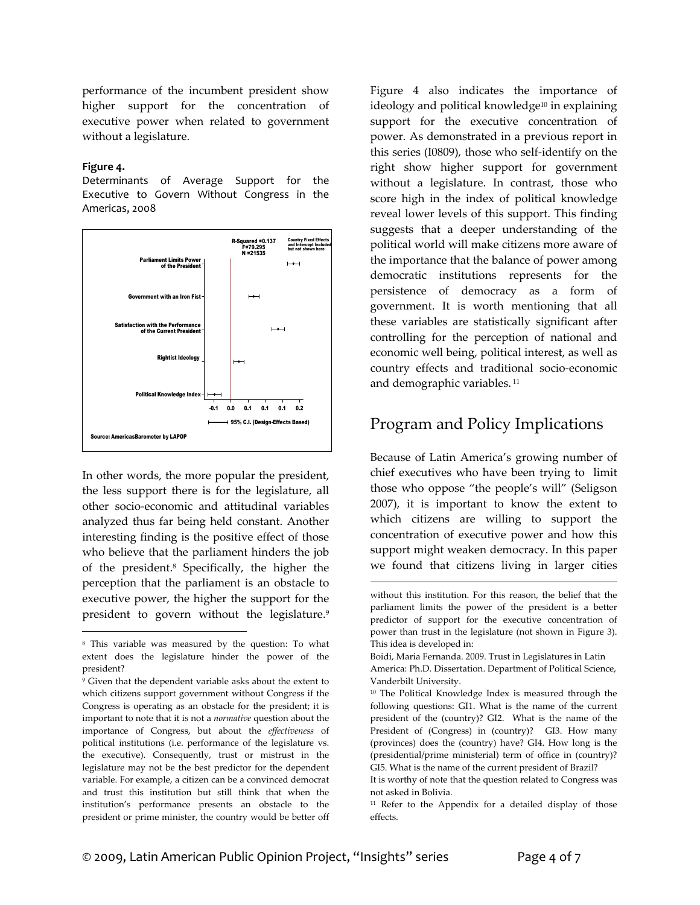performance of the incumbent president show higher support for the concentration of executive power when related to government without a legislature.

**Figure 4.**
Determinants of Average Support for the Executive to Govern Without Congress in the Americas, 2008

In other words, the more popular the president, the less support there is for the legislature, all other socio-economic and attitudinal variables analyzed thus far being held constant. Another interesting finding is the positive effect of those who believe that the parliament hinders the job of the president.[8] Specifically, the higher the perception that the parliament is an obstacle to executive power, the higher the support for the president to govern without the legislature.[9]

Figure 4 also indicates the importance of ideology and political knowledge[10] in explaining support for the executive concentration of power. As demonstrated in a previous report in this series (I0809), those who self-identify on the right show higher support for government without a legislature. In contrast, those who score high in the index of political knowledge reveal lower levels of this support. This finding suggests that a deeper understanding of the political world will make citizens more aware of the importance that the balance of power among democratic institutions represents for the persistence of democracy as a form of government. It is worth mentioning that all these variables are statistically significant after controlling for the perception of national and economic well being, political interest, as well as country effects and traditional socio-economic and demographic variables.[11]

## Program and Policy Implications

Because of Latin America's growing number of chief executives who have been trying to limit those who oppose "the people's will" (Seligson 2007), it is important to know the extent to which citizens are willing to support the concentration of executive power and how this support might weaken democracy. In this paper we found that citizens living in larger cities

---

[8] This variable was measured by the question: To what extent does the legislature hinder the power of the president?

[9] Given that the dependent variable asks about the extent to which citizens support government without Congress if the Congress is operating as an obstacle for the president; it is important to note that it is not a *normative* question about the importance of Congress, but about the *effectiveness* of political institutions (i.e. performance of the legislature vs. the executive). Consequently, trust or mistrust in the legislature may not be the best predictor for the dependent variable. For example, a citizen can be a convinced democrat and trust this institution but still think that when the institution's performance presents an obstacle to the president or prime minister, the country would be better off without this institution. For this reason, the belief that the parliament limits the power of the president is a better predictor of support for the executive concentration of power than trust in the legislature (not shown in Figure 3). This idea is developed in:

Boidi, Maria Fernanda. 2009. Trust in Legislatures in Latin America: Ph.D. Dissertation. Department of Political Science, Vanderbilt University.

[10] The Political Knowledge Index is measured through the following questions: GI1. What is the name of the current president of the (country)? GI2. What is the name of the President of (Congress) in (country)? GI3. How many (provinces) does the (country) have? GI4. How long is the (presidential/prime ministerial) term of office in (country)? GI5. What is the name of the current president of Brazil?

It is worthy of note that the question related to Congress was not asked in Bolivia.

[11] Refer to the Appendix for a detailed display of those effects.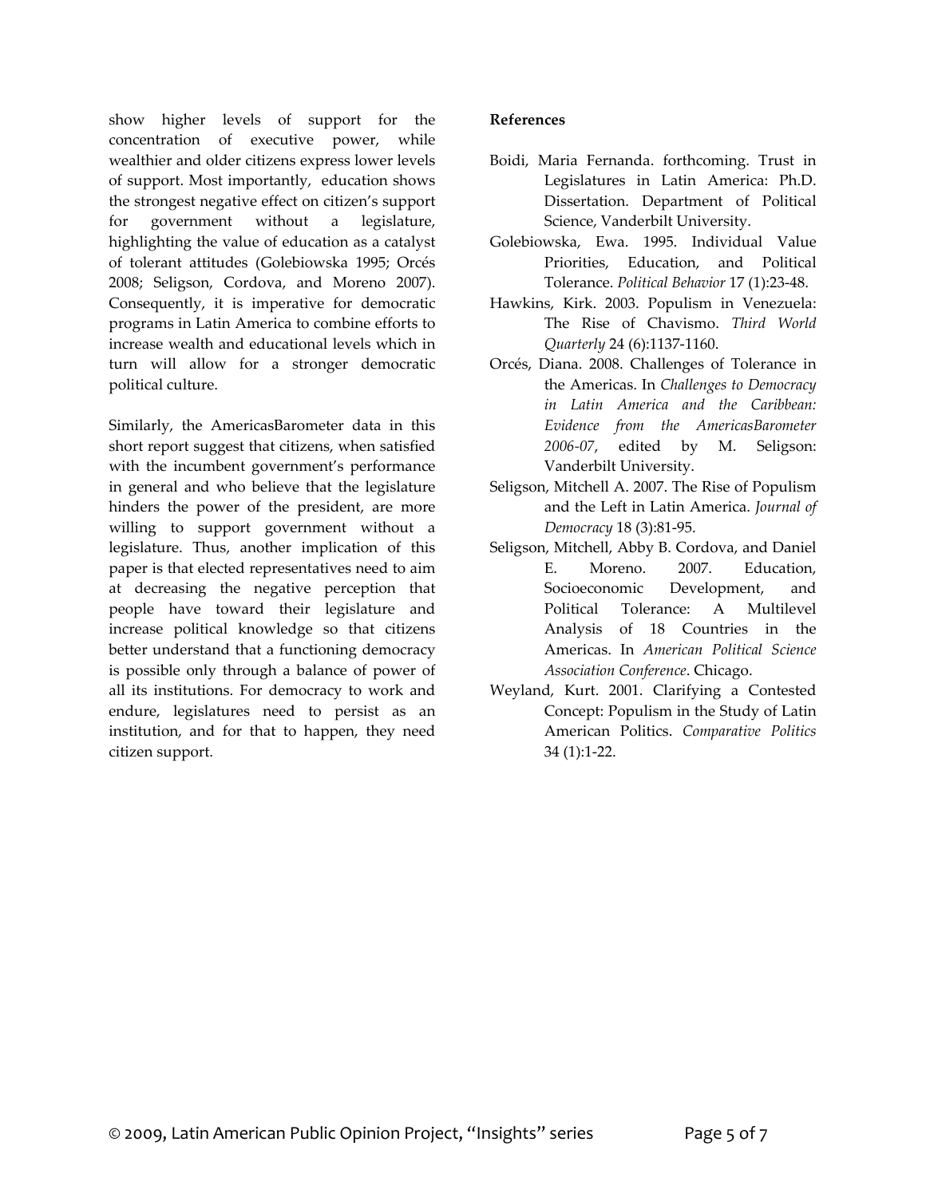show higher levels of support for the concentration of executive power, while wealthier and older citizens express lower levels of support. Most importantly, education shows the strongest negative effect on citizen's support for government without a legislature, highlighting the value of education as a catalyst of tolerant attitudes (Golebiowska 1995; Orcés 2008; Seligson, Cordova, and Moreno 2007). Consequently, it is imperative for democratic programs in Latin America to combine efforts to increase wealth and educational levels which in turn will allow for a stronger democratic political culture.

Similarly, the AmericasBarometer data in this short report suggest that citizens, when satisfied with the incumbent government's performance in general and who believe that the legislature hinders the power of the president, are more willing to support government without a legislature. Thus, another implication of this paper is that elected representatives need to aim at decreasing the negative perception that people have toward their legislature and increase political knowledge so that citizens better understand that a functioning democracy is possible only through a balance of power of all its institutions. For democracy to work and endure, legislatures need to persist as an institution, and for that to happen, they need citizen support.

**References**

Boidi, Maria Fernanda. forthcoming. Trust in Legislatures in Latin America: Ph.D. Dissertation. Department of Political Science, Vanderbilt University.

Golebiowska, Ewa. 1995. Individual Value Priorities, Education, and Political Tolerance. *Political Behavior* 17 (1):23-48.

Hawkins, Kirk. 2003. Populism in Venezuela: The Rise of Chavismo. *Third World Quarterly* 24 (6):1137-1160.

Orcés, Diana. 2008. Challenges of Tolerance in the Americas. In *Challenges to Democracy in Latin America and the Caribbean: Evidence from the AmericasBarometer 2006-07*, edited by M. Seligson: Vanderbilt University.

Seligson, Mitchell A. 2007. The Rise of Populism and the Left in Latin America. *Journal of Democracy* 18 (3):81-95.

Seligson, Mitchell, Abby B. Cordova, and Daniel E. Moreno. 2007. Education, Socioeconomic Development, and Political Tolerance: A Multilevel Analysis of 18 Countries in the Americas. In *American Political Science Association Conference*. Chicago.

Weyland, Kurt. 2001. Clarifying a Contested Concept: Populism in the Study of Latin American Politics. *Comparative Politics* 34 (1):1-22.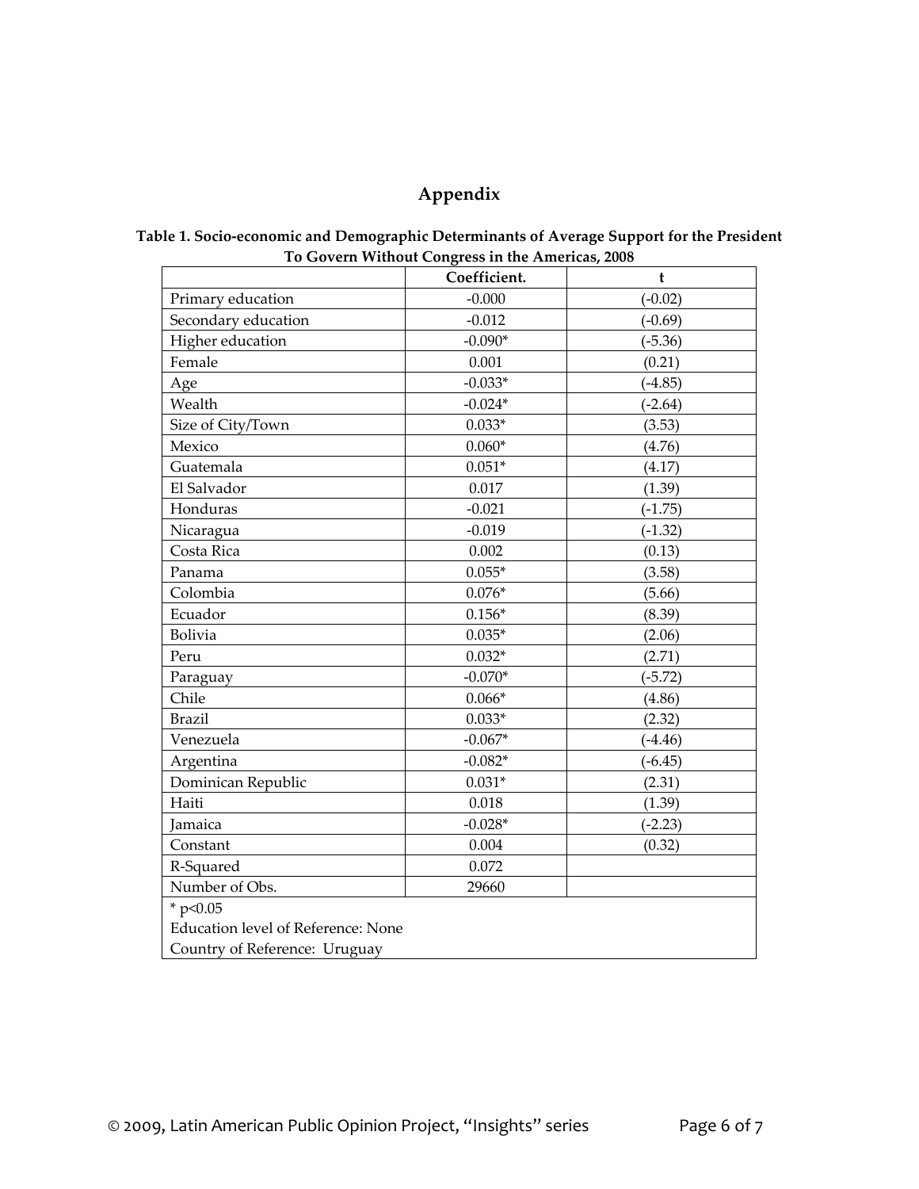# Appendix

**Table 1. Socio-economic and Demographic Determinants of Average Support for the President To Govern Without Congress in the Americas, 2008**

| | Coefficient. | t |
|---|---|---|
| Primary education | -0.000 | (-0.02) |
| Secondary education | -0.012 | (-0.69) |
| Higher education | -0.090* | (-5.36) |
| Female | 0.001 | (0.21) |
| Age | -0.033* | (-4.85) |
| Wealth | -0.024* | (-2.64) |
| Size of City/Town | 0.033* | (3.53) |
| Mexico | 0.060* | (4.76) |
| Guatemala | 0.051* | (4.17) |
| El Salvador | 0.017 | (1.39) |
| Honduras | -0.021 | (-1.75) |
| Nicaragua | -0.019 | (-1.32) |
| Costa Rica | 0.002 | (0.13) |
| Panama | 0.055* | (3.58) |
| Colombia | 0.076* | (5.66) |
| Ecuador | 0.156* | (8.39) |
| Bolivia | 0.035* | (2.06) |
| Peru | 0.032* | (2.71) |
| Paraguay | -0.070* | (-5.72) |
| Chile | 0.066* | (4.86) |
| Brazil | 0.033* | (2.32) |
| Venezuela | -0.067* | (-4.46) |
| Argentina | -0.082* | (-6.45) |
| Dominican Republic | 0.031* | (2.31) |
| Haiti | 0.018 | (1.39) |
| Jamaica | -0.028* | (-2.23) |
| Constant | 0.004 | (0.32) |
| R-Squared | 0.072 | |
| Number of Obs. | 29660 | |

\* $p<0.05$
Education level of Reference: None
Country of Reference: Uruguay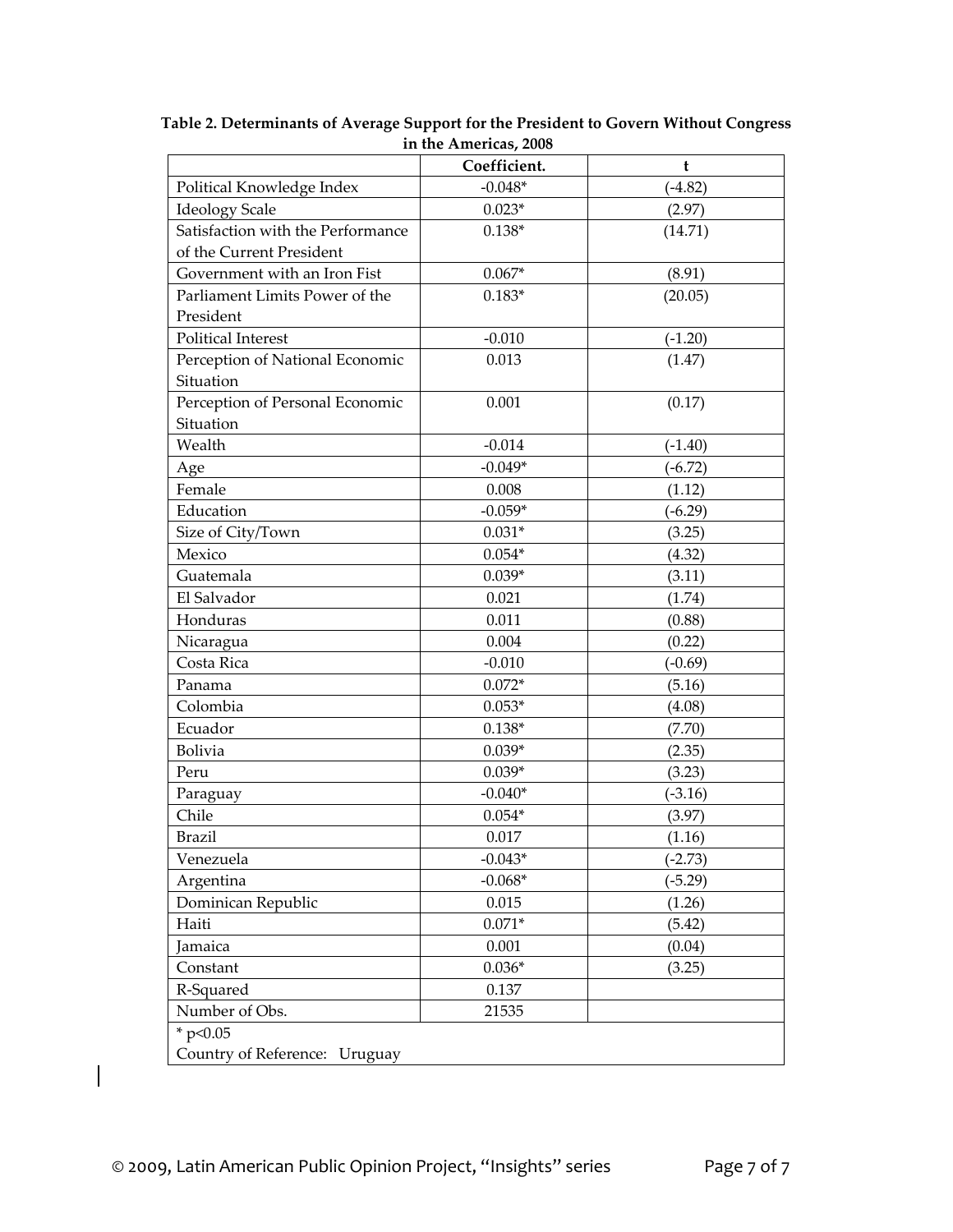**Table 2. Determinants of Average Support for the President to Govern Without Congress in the Americas, 2008**

| | Coefficient. | t |
|---|---|---|
| Political Knowledge Index | -0.048* | (-4.82) |
| Ideology Scale | 0.023* | (2.97) |
| Satisfaction with the Performance of the Current President | 0.138* | (14.71) |
| Government with an Iron Fist | 0.067* | (8.91) |
| Parliament Limits Power of the President | 0.183* | (20.05) |
| Political Interest | -0.010 | (-1.20) |
| Perception of National Economic Situation | 0.013 | (1.47) |
| Perception of Personal Economic Situation | 0.001 | (0.17) |
| Wealth | -0.014 | (-1.40) |
| Age | -0.049* | (-6.72) |
| Female | 0.008 | (1.12) |
| Education | -0.059* | (-6.29) |
| Size of City/Town | 0.031* | (3.25) |
| Mexico | 0.054* | (4.32) |
| Guatemala | 0.039* | (3.11) |
| El Salvador | 0.021 | (1.74) |
| Honduras | 0.011 | (0.88) |
| Nicaragua | 0.004 | (0.22) |
| Costa Rica | -0.010 | (-0.69) |
| Panama | 0.072* | (5.16) |
| Colombia | 0.053* | (4.08) |
| Ecuador | 0.138* | (7.70) |
| Bolivia | 0.039* | (2.35) |
| Peru | 0.039* | (3.23) |
| Paraguay | -0.040* | (-3.16) |
| Chile | 0.054* | (3.97) |
| Brazil | 0.017 | (1.16) |
| Venezuela | -0.043* | (-2.73) |
| Argentina | -0.068* | (-5.29) |
| Dominican Republic | 0.015 | (1.26) |
| Haiti | 0.071* | (5.42) |
| Jamaica | 0.001 | (0.04) |
| Constant | 0.036* | (3.25) |
| R-Squared | 0.137 | |
| Number of Obs. | 21535 | |

\* $p<0.05$

Country of Reference: Uruguay

© 2009, Latin American Public Opinion Project, "Insights" series